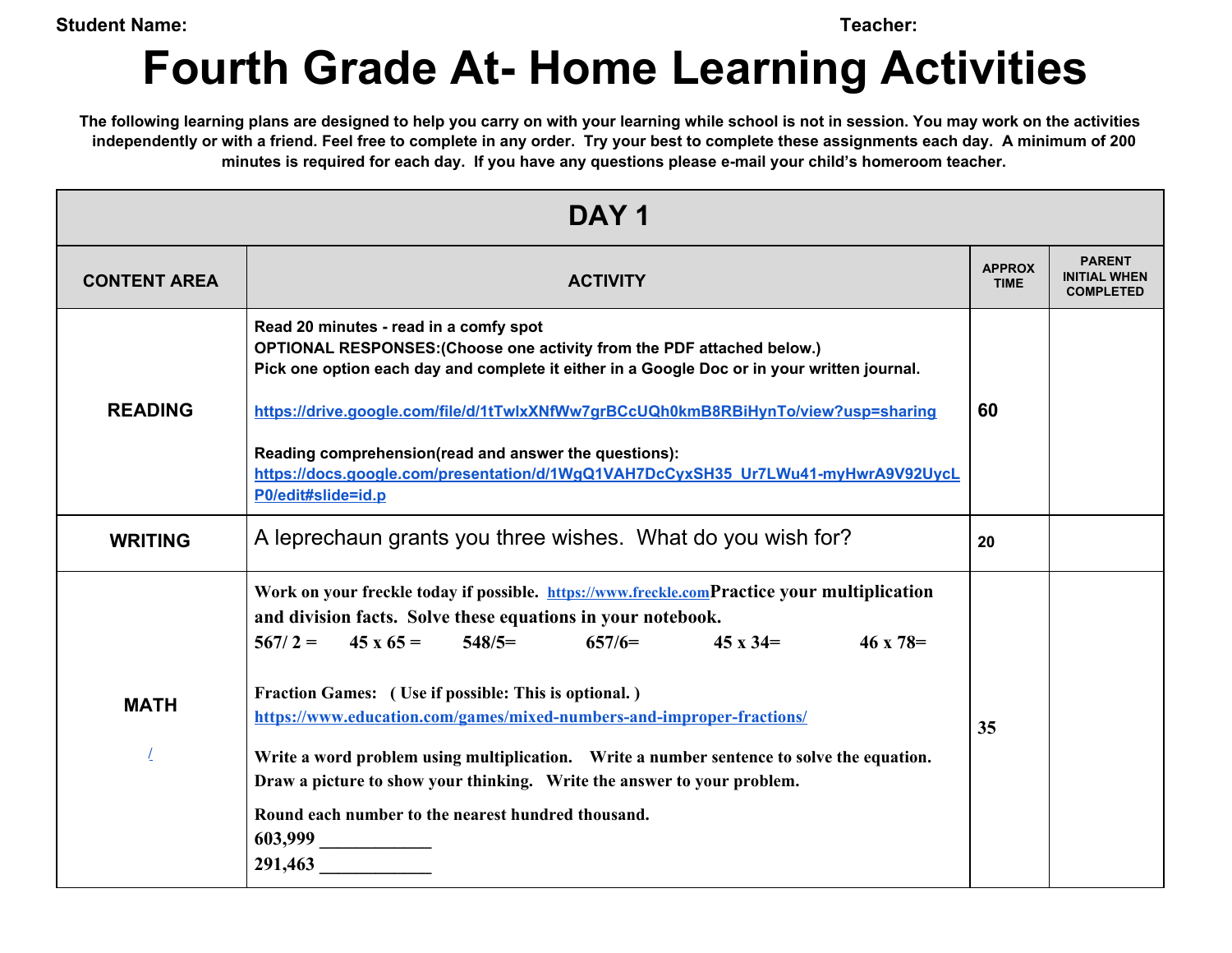**Student Name:** **Teacher:**

# Fourth Grade At- Home Learning Activities

**The following learning plans are designed to help you carry on with your learning while school is not in session. You may work on the activities independently or with a friend. Feel free to complete in any order. Try your best to complete these assignments each day. A minimum of 200 minutes is required for each day. If you have any questions please e-mail your child's homeroom teacher.**

| DAY 1 | | | |
|---|---|---|---|
| **CONTENT AREA** | **ACTIVITY** | **APPROX TIME** | **PARENT INITIAL WHEN COMPLETED** |
| **READING** | **Read 20 minutes - read in a comfy spot**<br>**OPTIONAL RESPONSES:(Choose one activity from the PDF attached below.)**<br>**Pick one option each day and complete it either in a Google Doc or in your written journal.**<br><br>https://drive.google.com/file/d/1tTwlxXNfWw7grBCcUQh0kmB8RBiHynTo/view?usp=sharing<br><br>**Reading comprehension(read and answer the questions):**<br>https://docs.google.com/presentation/d/1WgQ1VAH7DcCyxSH35_Ur7LWu41-myHwrA9V92UycLP0/edit#slide=id.p | **60** | |
| **WRITING** | A leprechaun grants you three wishes. What do you wish for? | **20** | |
| **MATH**<br><br>/ | **Work on your freckle today if possible.** https://www.freckle.com **Practice your multiplication and division facts. Solve these equations in your notebook.**<br>**567/ 2 = 45 x 65 = 548/5= 657/6= 45 x 34= 46 x 78=**<br><br>**Fraction Games: ( Use if possible: This is optional. )**<br>https://www.education.com/games/mixed-numbers-and-improper-fractions/<br><br>**Write a word problem using multiplication. Write a number sentence to solve the equation. Draw a picture to show your thinking. Write the answer to your problem.**<br><br>**Round each number to the nearest hundred thousand.**<br>**603,999 ____________**<br>**291,463 ____________** | **35** | |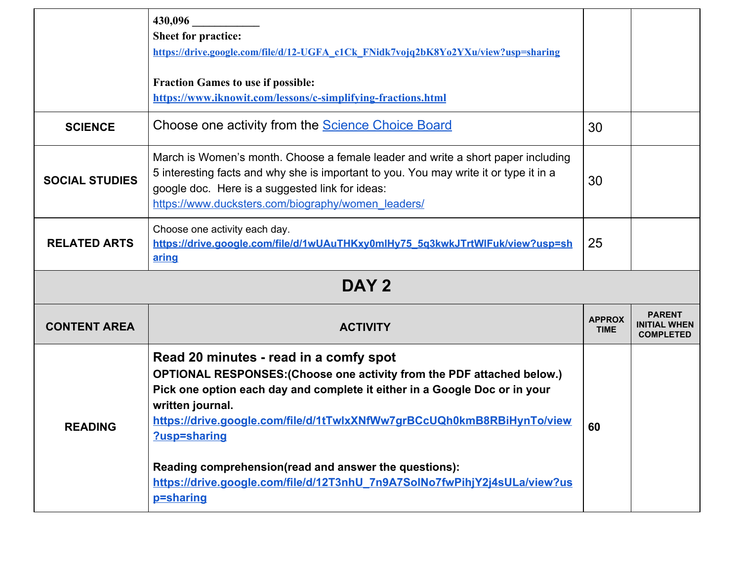| | | | |
|---|---|---|---|
| | **430,096 ___________**<br>**Sheet for practice:**<br>**https://drive.google.com/file/d/12-UGFA_c1Ck_FNidk7vojq2bK8Yo2YXu/view?usp=sharing**<br><br>**Fraction Games to use if possible:**<br>**https://www.iknowit.com/lessons/c-simplifying-fractions.html** | | |
| **SCIENCE** | Choose one activity from the Science Choice Board | 30 | |
| **SOCIAL STUDIES** | March is Women's month. Choose a female leader and write a short paper including 5 interesting facts and why she is important to you. You may write it or type it in a google doc. Here is a suggested link for ideas: https://www.ducksters.com/biography/women_leaders/ | 30 | |
| **RELATED ARTS** | Choose one activity each day.<br>**https://drive.google.com/file/d/1wUAuTHKxy0mlHy75_5q3kwkJTrtWlFuk/view?usp=sharing** | 25 | |

## DAY 2

| CONTENT AREA | ACTIVITY | APPROX TIME | PARENT INITIAL WHEN COMPLETED |
|---|---|---|---|
| **READING** | **Read 20 minutes - read in a comfy spot**<br>**OPTIONAL RESPONSES:(Choose one activity from the PDF attached below.) Pick one option each day and complete it either in a Google Doc or in your written journal.**<br>**https://drive.google.com/file/d/1tTwlxXNfWw7grBCcUQh0kmB8RBiHynTo/view?usp=sharing**<br><br>**Reading comprehension(read and answer the questions):**<br>**https://drive.google.com/file/d/12T3nhU_7n9A7SolNo7fwPihjY2j4sULa/view?usp=sharing** | **60** | |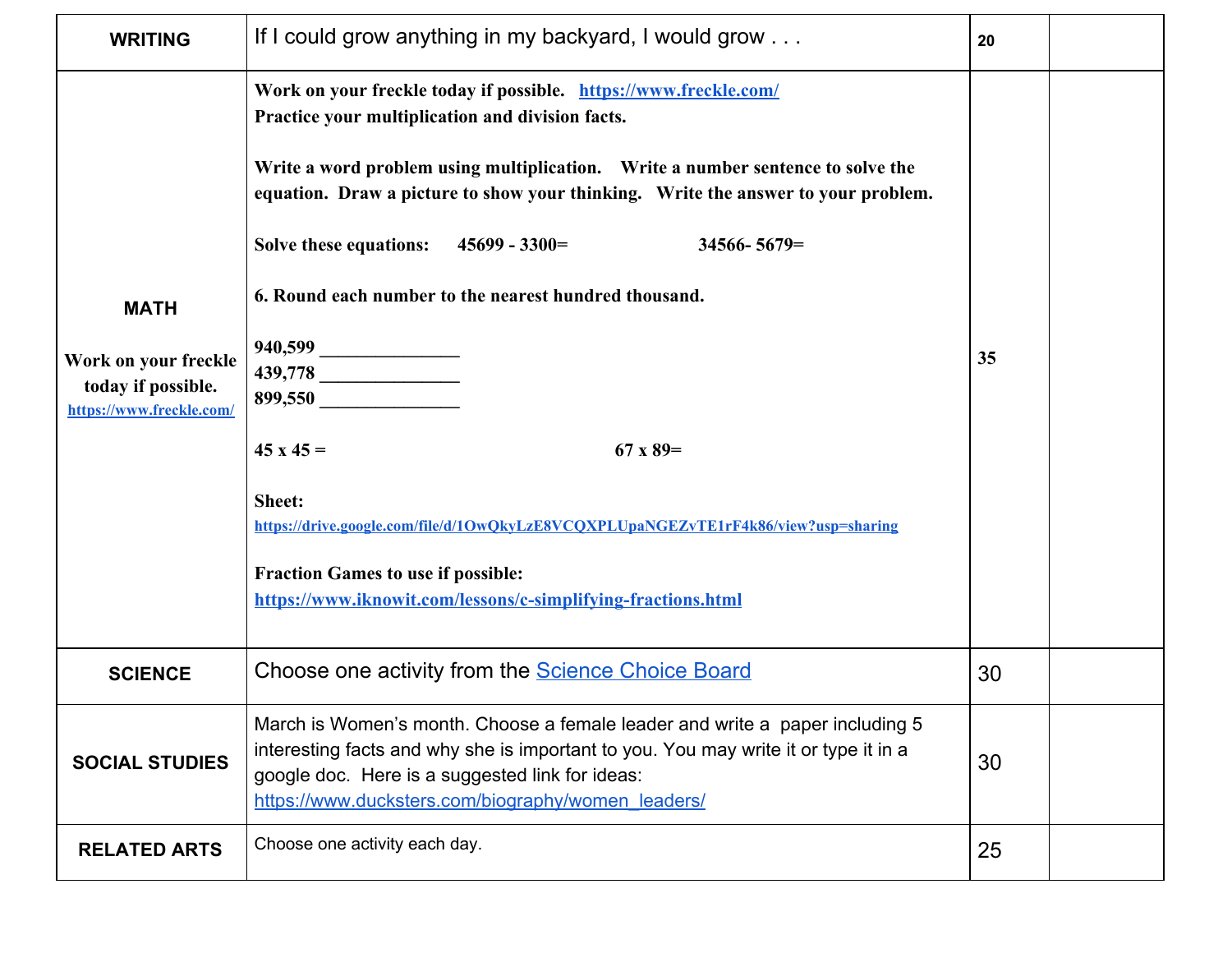| WRITING | If I could grow anything in my backyard, I would grow . . . | 20 | |
|---|---|---|---|
| MATH<br><br>**Work on your freckle today if possible.** [https://www.freckle.com/](https://www.freckle.com/) | **Work on your freckle today if possible.** [https://www.freckle.com/](https://www.freckle.com/)<br>**Practice your multiplication and division facts.**<br><br>**Write a word problem using multiplication. Write a number sentence to solve the equation. Draw a picture to show your thinking. Write the answer to your problem.**<br><br>**Solve these equations: 45699 - 3300= 34566- 5679=**<br><br>**6. Round each number to the nearest hundred thousand.**<br><br>**940,599** _______________<br>**439,778** _______________<br>**899,550** _______________<br><br>**45 x 45 = 67 x 89=**<br><br>**Sheet:**<br>[https://drive.google.com/file/d/1OwQkyLzE8VCQXPLUpaNGEZvTE1rF4k86/view?usp=sharing](https://drive.google.com/file/d/1OwQkyLzE8VCQXPLUpaNGEZvTE1rF4k86/view?usp=sharing)<br><br>**Fraction Games to use if possible:**<br>[https://www.iknowit.com/lessons/c-simplifying-fractions.html](https://www.iknowit.com/lessons/c-simplifying-fractions.html) | 35 | |
| SCIENCE | Choose one activity from the Science Choice Board | 30 | |
| SOCIAL STUDIES | March is Women's month. Choose a female leader and write a paper including 5 interesting facts and why she is important to you. You may write it or type it in a google doc. Here is a suggested link for ideas: [https://www.ducksters.com/biography/women_leaders/](https://www.ducksters.com/biography/women_leaders/) | 30 | |
| RELATED ARTS | Choose one activity each day. | 25 | |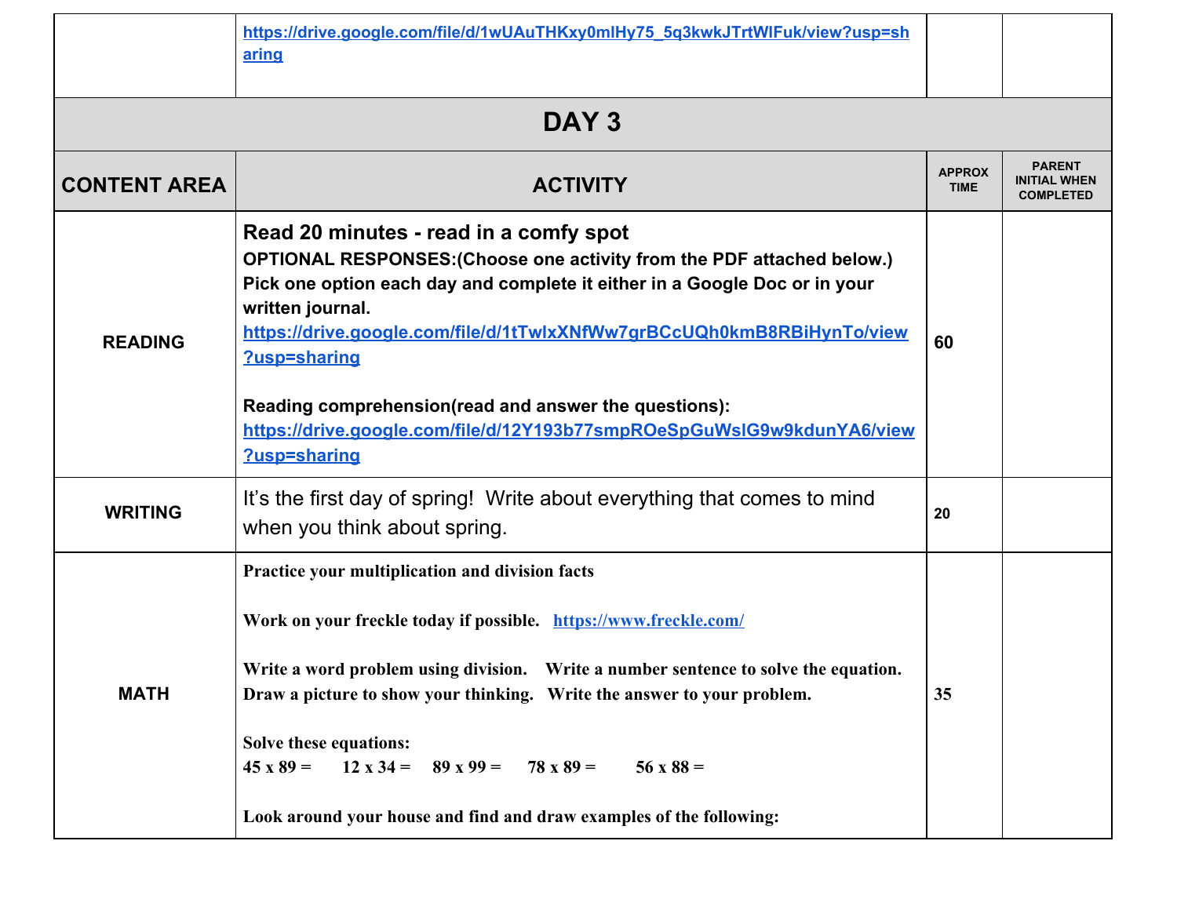| | | | |
|---|---|---|---|
| | https://drive.google.com/file/d/1wUAuTHKxy0mlHy75_5q3kwkJTrtWIFuk/view?usp=sharing | | |

## DAY 3

| CONTENT AREA | ACTIVITY | APPROX TIME | PARENT INITIAL WHEN COMPLETED |
|---|---|---|---|
| READING | **Read 20 minutes - read in a comfy spot**<br>**OPTIONAL RESPONSES:(Choose one activity from the PDF attached below.) Pick one option each day and complete it either in a Google Doc or in your written journal.**<br>https://drive.google.com/file/d/1tTwlxXNfWw7grBCcUQh0kmB8RBiHynTo/view?usp=sharing<br><br>**Reading comprehension(read and answer the questions):**<br>https://drive.google.com/file/d/12Y193b77smpROeSpGuWslG9w9kdunYA6/view?usp=sharing | 60 | |
| WRITING | It's the first day of spring! Write about everything that comes to mind when you think about spring. | 20 | |
| MATH | **Practice your multiplication and division facts**<br><br>**Work on your freckle today if possible.** https://www.freckle.com/<br><br>**Write a word problem using division. Write a number sentence to solve the equation. Draw a picture to show your thinking. Write the answer to your problem.**<br><br>**Solve these equations:**<br>**45 x 89 = 12 x 34 = 89 x 99 = 78 x 89 = 56 x 88 =**<br><br>**Look around your house and find and draw examples of the following:** | 35 | |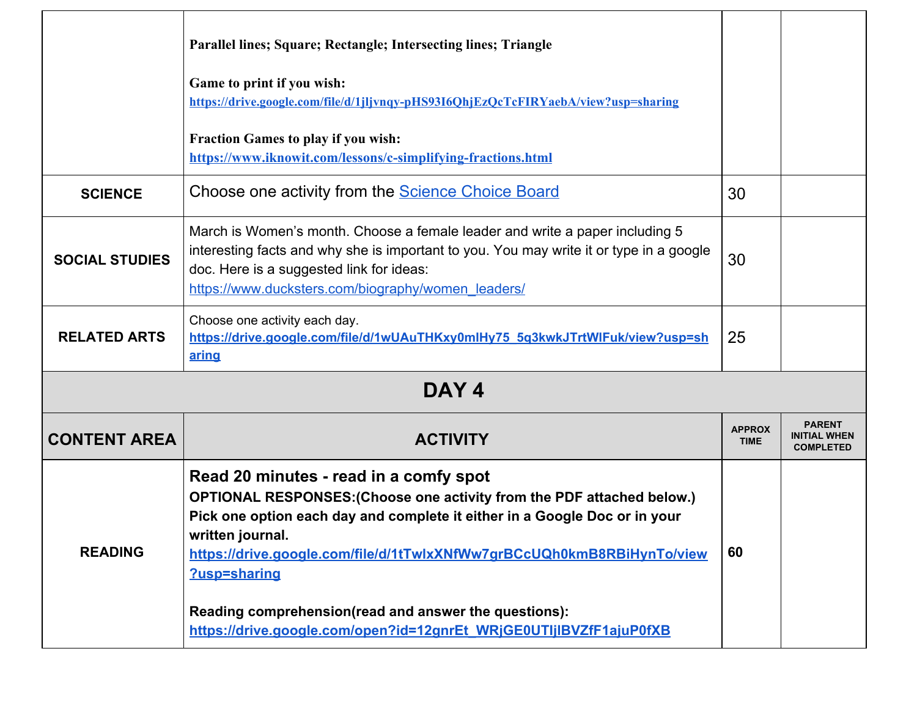| | | | |
|---|---|---|---|
| | **Parallel lines; Square; Rectangle; Intersecting lines; Triangle**<br><br>**Game to print if you wish:**<br>**https://drive.google.com/file/d/1jljvnqy-pHS93I6QhjEzQcTcFIRYaebA/view?usp=sharing**<br><br>**Fraction Games to play if you wish:**<br>**https://www.iknowit.com/lessons/c-simplifying-fractions.html** | | |
| **SCIENCE** | Choose one activity from the Science Choice Board | 30 | |
| **SOCIAL STUDIES** | March is Women's month. Choose a female leader and write a paper including 5 interesting facts and why she is important to you. You may write it or type in a google doc. Here is a suggested link for ideas: https://www.ducksters.com/biography/women_leaders/ | 30 | |
| **RELATED ARTS** | Choose one activity each day.<br>**https://drive.google.com/file/d/1wUAuTHKxy0mlHy75_5q3kwkJTrtWlFuk/view?usp=sharing** | 25 | |

## DAY 4

| CONTENT AREA | ACTIVITY | APPROX TIME | PARENT INITIAL WHEN COMPLETED |
|---|---|---|---|
| **READING** | **Read 20 minutes - read in a comfy spot**<br>**OPTIONAL RESPONSES:(Choose one activity from the PDF attached below.) Pick one option each day and complete it either in a Google Doc or in your written journal.**<br>**https://drive.google.com/file/d/1tTwlxXNfWw7grBCcUQh0kmB8RBiHynTo/view?usp=sharing**<br><br>**Reading comprehension(read and answer the questions):**<br>**https://drive.google.com/open?id=12gnrEt_WRjGE0UTIjIBVZfF1ajuP0fXB** | **60** | |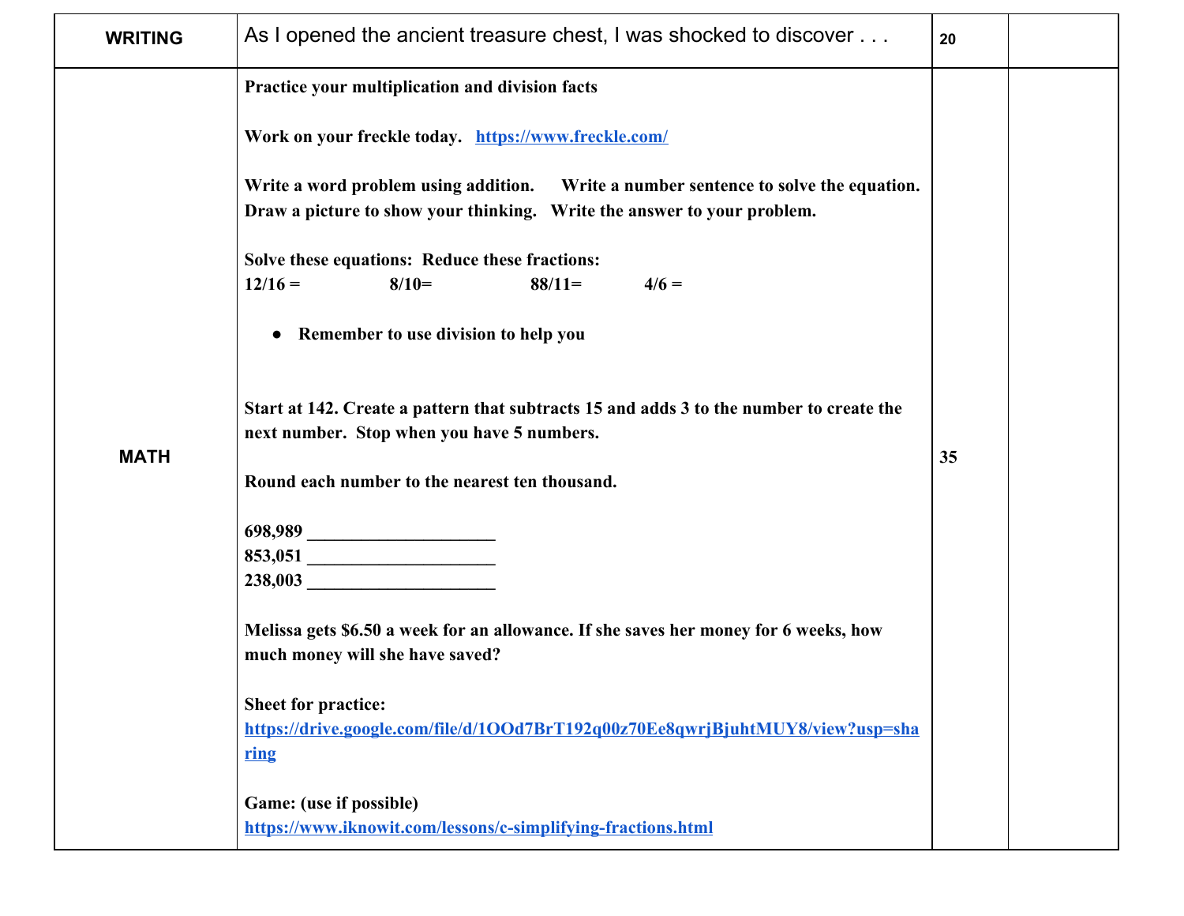| | | | |
|---|---|---|---|
| **WRITING** | As I opened the ancient treasure chest, I was shocked to discover . . . | **20** | |
| **MATH** | **Practice your multiplication and division facts**<br><br>**Work on your freckle today.** **[https://www.freckle.com/](https://www.freckle.com/)**<br><br>**Write a word problem using addition. Write a number sentence to solve the equation. Draw a picture to show your thinking. Write the answer to your problem.**<br><br>**Solve these equations: Reduce these fractions:**<br>**12/16 = 8/10= 88/11= 4/6 =**<br><br>• **Remember to use division to help you**<br><br>**Start at 142. Create a pattern that subtracts 15 and adds 3 to the number to create the next number. Stop when you have 5 numbers.**<br><br>**Round each number to the nearest ten thousand.**<br><br>**698,989 ____________________**<br>**853,051 ____________________**<br>**238,003 ____________________**<br><br>**Melissa gets $6.50 a week for an allowance. If she saves her money for 6 weeks, how much money will she have saved?**<br><br>**Sheet for practice:**<br>**[https://drive.google.com/file/d/1OOd7BrT192q00z70Ee8qwrjBjuhtMUY8/view?usp=sharing](https://drive.google.com/file/d/1OOd7BrT192q00z70Ee8qwrjBjuhtMUY8/view?usp=sharing)**<br><br>**Game: (use if possible)**<br>**[https://www.iknowit.com/lessons/c-simplifying-fractions.html](https://www.iknowit.com/lessons/c-simplifying-fractions.html)** | **35** | |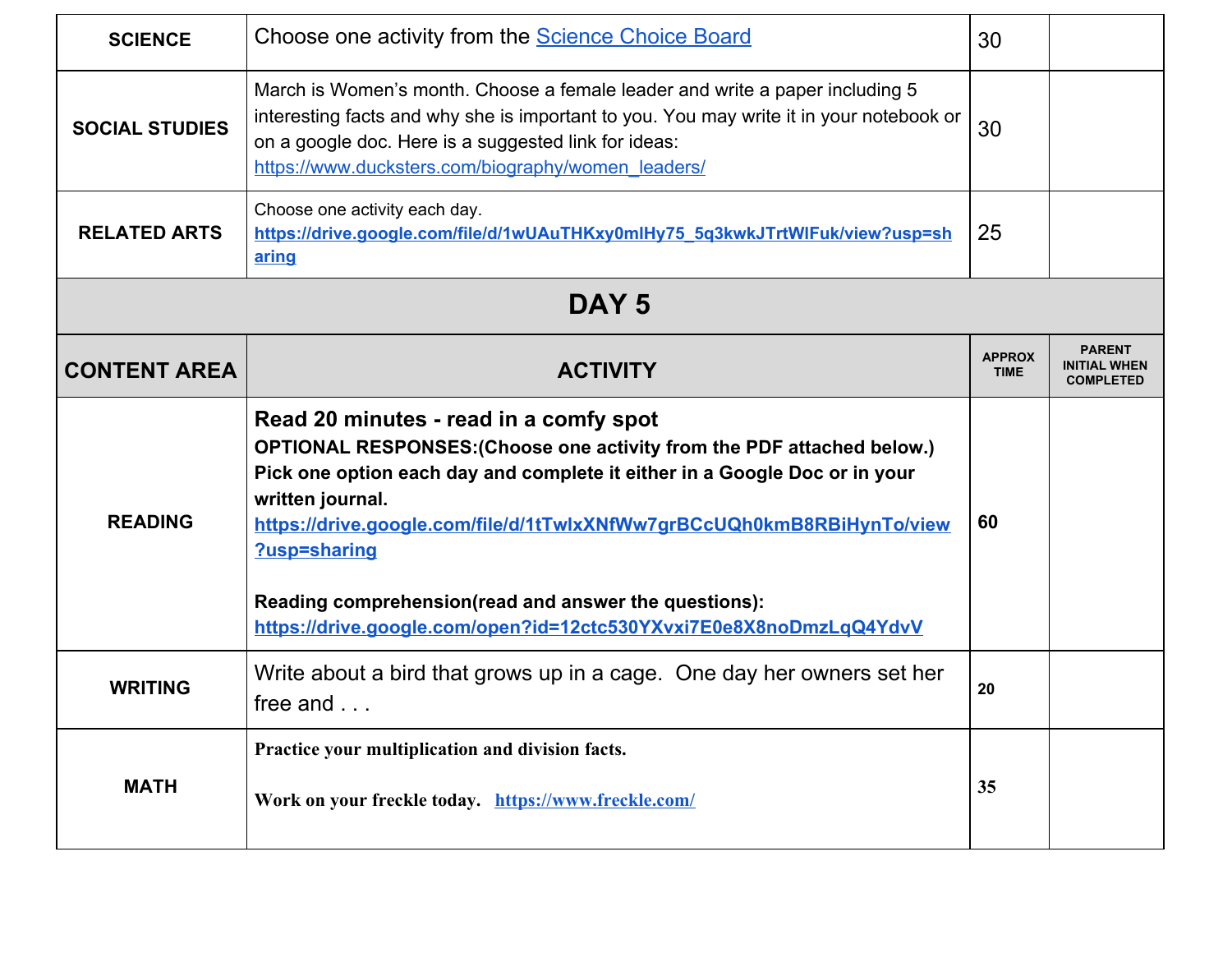| SCIENCE | Choose one activity from the [Science Choice Board](Science Choice Board) | 30 | |
|---|---|---|---|
| SOCIAL STUDIES | March is Women's month. Choose a female leader and write a paper including 5 interesting facts and why she is important to you. You may write it in your notebook or on a google doc. Here is a suggested link for ideas: https://www.ducksters.com/biography/women_leaders/ | 30 | |
| RELATED ARTS | Choose one activity each day. **https://drive.google.com/file/d/1wUAuTHKxy0mlHy75_5q3kwkJTrtWIFuk/view?usp=sharing** | 25 | |

## DAY 5

| CONTENT AREA | ACTIVITY | APPROX TIME | PARENT INITIAL WHEN COMPLETED |
|---|---|---|---|
| READING | **Read 20 minutes - read in a comfy spot** <br> **OPTIONAL RESPONSES:(Choose one activity from the PDF attached below.) Pick one option each day and complete it either in a Google Doc or in your written journal.** <br> **https://drive.google.com/file/d/1tTwlxXNfWw7grBCcUQh0kmB8RBiHynTo/view?usp=sharing** <br><br> **Reading comprehension(read and answer the questions):** <br> **https://drive.google.com/open?id=12ctc530YXvxi7E0e8X8noDmzLqQ4YdvV** | 60 | |
| WRITING | Write about a bird that grows up in a cage. One day her owners set her free and . . . | 20 | |
| MATH | **Practice your multiplication and division facts.** <br><br> **Work on your freckle today.** https://www.freckle.com/ | 35 | |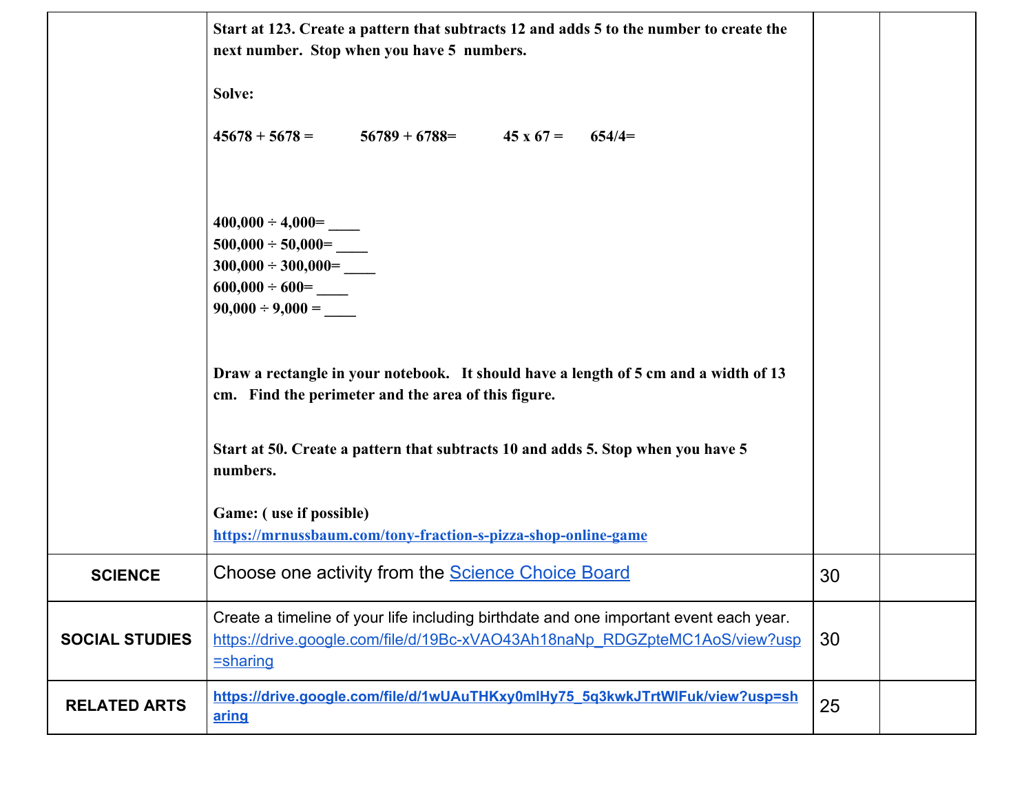| | | | |
|---|---|---|---|
| | **Start at 123. Create a pattern that subtracts 12 and adds 5 to the number to create the next number. Stop when you have 5 numbers.**<br><br>**Solve:**<br><br>**45678 + 5678 =** **56789 + 6788=** **45 x 67 =** **654/4=**<br><br>**400,000 ÷ 4,000= ____**<br>**500,000 ÷ 50,000= ____**<br>**300,000 ÷ 300,000= ____**<br>**600,000 ÷ 600= ____**<br>**90,000 ÷ 9,000 = ____**<br><br>**Draw a rectangle in your notebook. It should have a length of 5 cm and a width of 13 cm. Find the perimeter and the area of this figure.**<br><br>**Start at 50. Create a pattern that subtracts 10 and adds 5. Stop when you have 5 numbers.**<br><br>**Game: ( use if possible)**<br>**[https://mrnussbaum.com/tony-fraction-s-pizza-shop-online-game](https://mrnussbaum.com/tony-fraction-s-pizza-shop-online-game)** | | |
| **SCIENCE** | Choose one activity from the Science Choice Board | 30 | |
| **SOCIAL STUDIES** | Create a timeline of your life including birthdate and one important event each year. [https://drive.google.com/file/d/19Bc-xVAO43Ah18naNp_RDGZpteMC1AoS/view?usp=sharing](https://drive.google.com/file/d/19Bc-xVAO43Ah18naNp_RDGZpteMC1AoS/view?usp=sharing) | 30 | |
| **RELATED ARTS** | **[https://drive.google.com/file/d/1wUAuTHKxy0mlHy75_5q3kwkJTrtWIFuk/view?usp=sharing](https://drive.google.com/file/d/1wUAuTHKxy0mlHy75_5q3kwkJTrtWIFuk/view?usp=sharing)** | 25 | |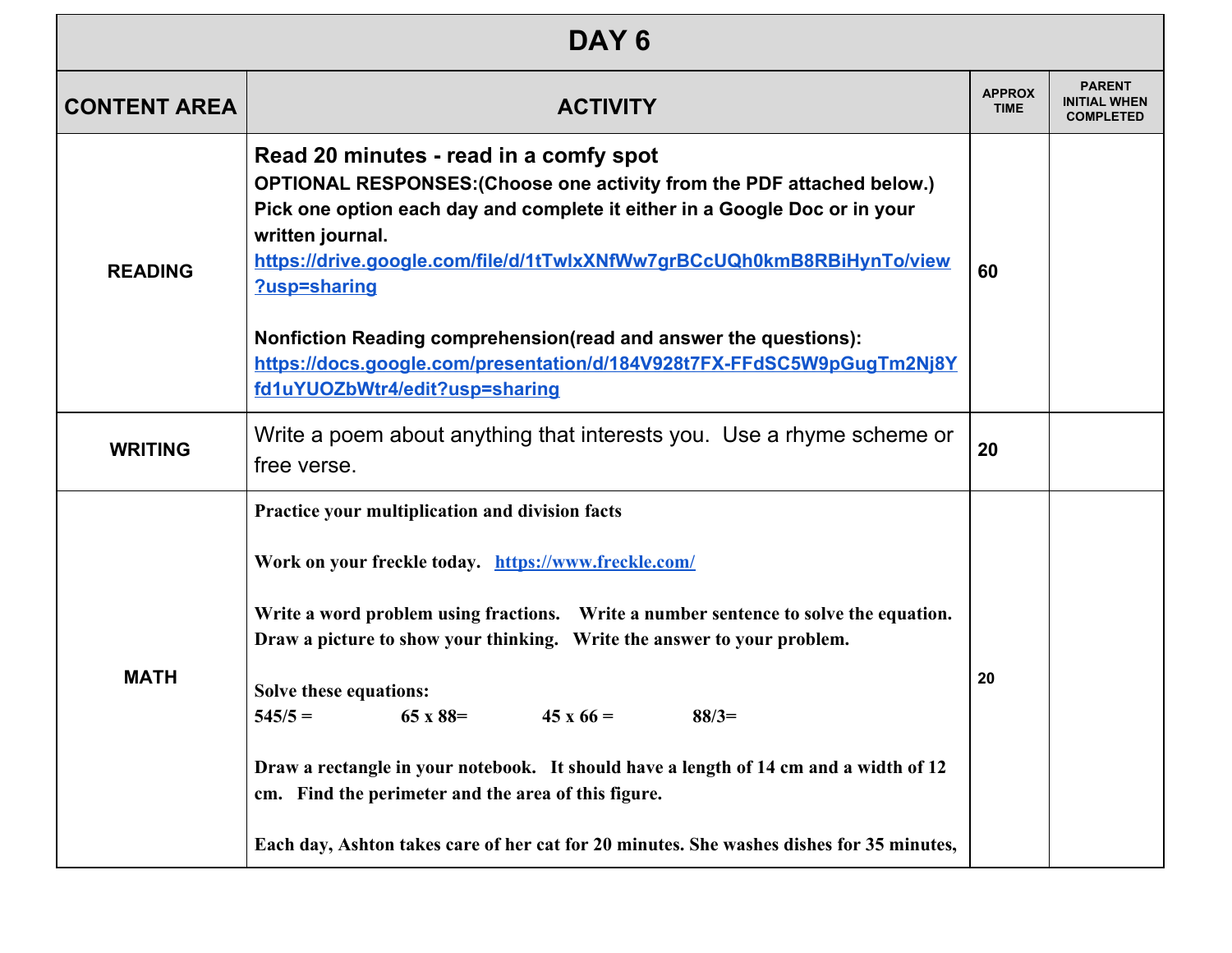| DAY 6 | | | |
|---|---|---|---|
| **CONTENT AREA** | **ACTIVITY** | **APPROX TIME** | **PARENT INITIAL WHEN COMPLETED** |
| **READING** | **Read 20 minutes - read in a comfy spot**<br>**OPTIONAL RESPONSES:(Choose one activity from the PDF attached below.) Pick one option each day and complete it either in a Google Doc or in your written journal.**<br>https://drive.google.com/file/d/1tTwlxXNfWw7grBCcUQh0kmB8RBiHynTo/view?usp=sharing<br><br>**Nonfiction Reading comprehension(read and answer the questions):**<br>https://docs.google.com/presentation/d/184V928t7FX-FFdSC5W9pGugTm2Nj8Yfd1uYUOZbWtr4/edit?usp=sharing | 60 | |
| **WRITING** | Write a poem about anything that interests you. Use a rhyme scheme or free verse. | 20 | |
| **MATH** | **Practice your multiplication and division facts**<br><br>**Work on your freckle today.** https://www.freckle.com/<br><br>**Write a word problem using fractions. Write a number sentence to solve the equation. Draw a picture to show your thinking. Write the answer to your problem.**<br><br>**Solve these equations:**<br>**545/5 = 65 x 88= 45 x 66 = 88/3=**<br><br>**Draw a rectangle in your notebook. It should have a length of 14 cm and a width of 12 cm. Find the perimeter and the area of this figure.**<br><br>**Each day, Ashton takes care of her cat for 20 minutes. She washes dishes for 35 minutes,** | 20 | |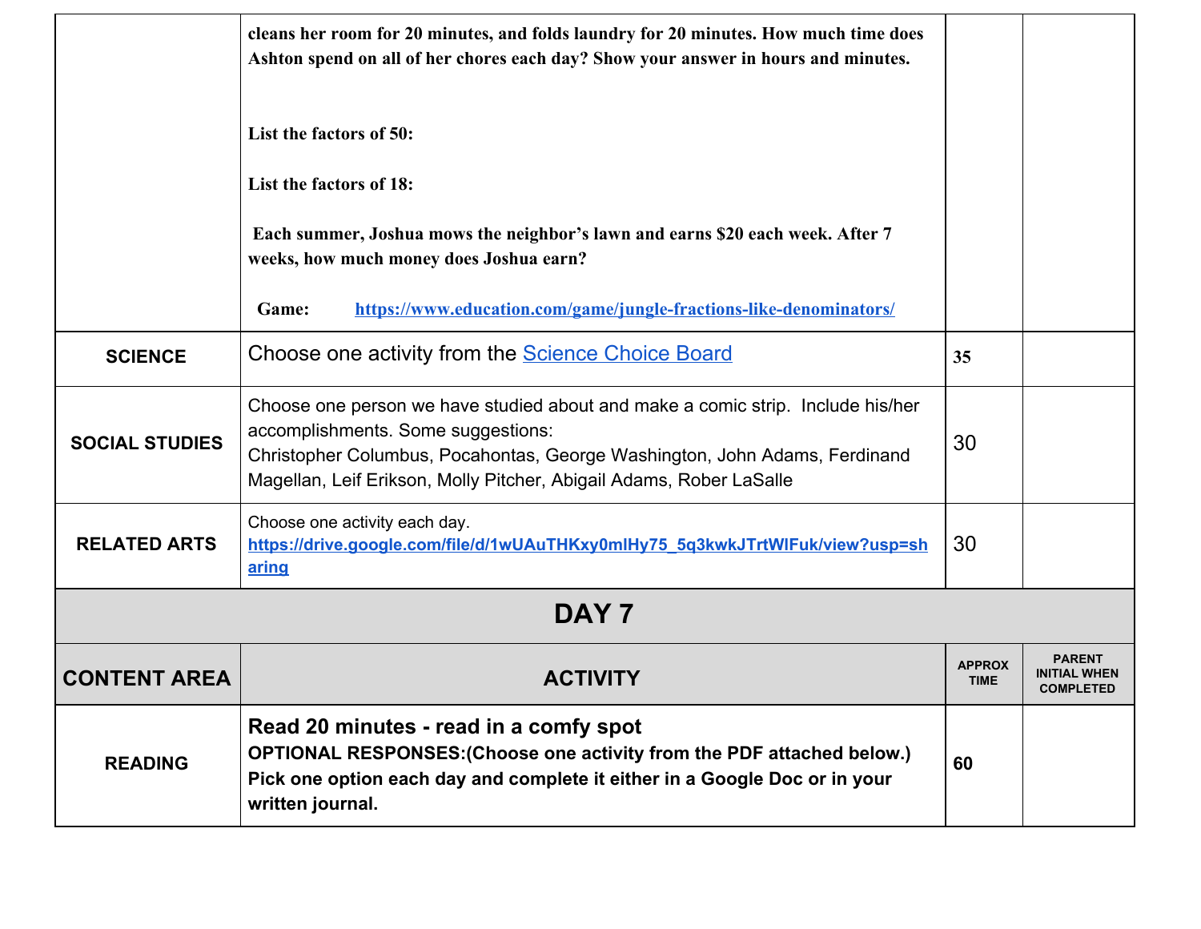| | | | |
|---|---|---|---|
| | **cleans her room for 20 minutes, and folds laundry for 20 minutes. How much time does Ashton spend on all of her chores each day? Show your answer in hours and minutes.**<br><br>**List the factors of 50:**<br><br>**List the factors of 18:**<br><br>**Each summer, Joshua mows the neighbor's lawn and earns $20 each week. After 7 weeks, how much money does Joshua earn?**<br><br>**Game:** **https://www.education.com/game/jungle-fractions-like-denominators/** | | |
| **SCIENCE** | Choose one activity from the Science Choice Board | **35** | |
| **SOCIAL STUDIES** | Choose one person we have studied about and make a comic strip. Include his/her accomplishments. Some suggestions:<br>Christopher Columbus, Pocahontas, George Washington, John Adams, Ferdinand Magellan, Leif Erikson, Molly Pitcher, Abigail Adams, Rober LaSalle | 30 | |
| **RELATED ARTS** | Choose one activity each day.<br>**https://drive.google.com/file/d/1wUAuTHKxy0mlHy75_5q3kwkJTrtWlFuk/view?usp=sharing** | 30 | |

## DAY 7

| CONTENT AREA | ACTIVITY | APPROX TIME | PARENT INITIAL WHEN COMPLETED |
|---|---|---|---|
| **READING** | **Read 20 minutes - read in a comfy spot**<br>**OPTIONAL RESPONSES:(Choose one activity from the PDF attached below.) Pick one option each day and complete it either in a Google Doc or in your written journal.** | **60** | |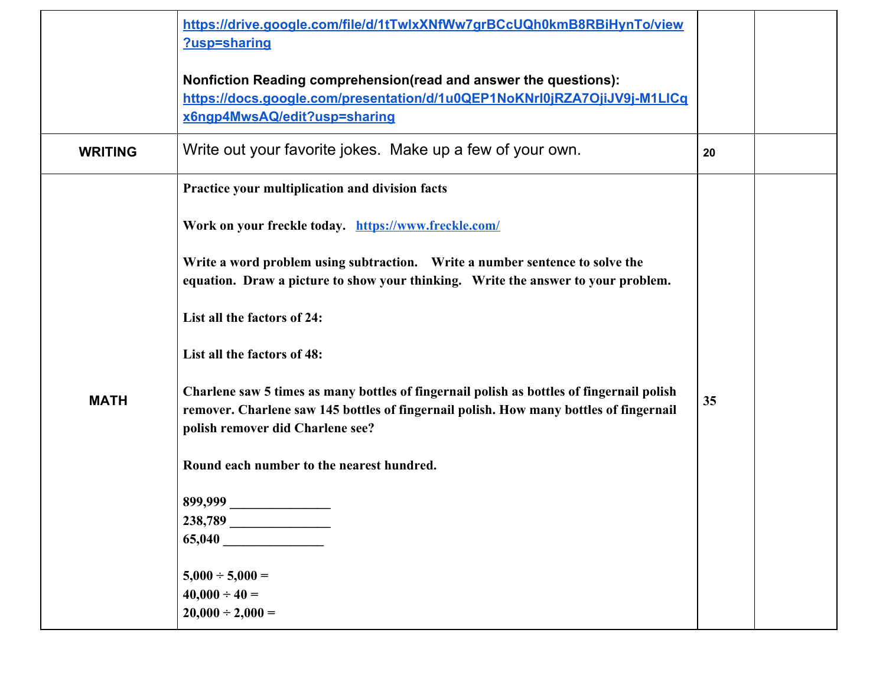| | | | |
|---|---|---|---|
| | https://drive.google.com/file/d/1tTwlxXNfWw7grBCcUQh0kmB8RBiHynTo/view?usp=sharing<br><br>**Nonfiction Reading comprehension(read and answer the questions):**<br>https://docs.google.com/presentation/d/1u0QEP1NoKNrl0jRZA7OjiJV9j-M1LICqx6ngp4MwsAQ/edit?usp=sharing | | |
| **WRITING** | Write out your favorite jokes. Make up a few of your own. | **20** | |
| **MATH** | **Practice your multiplication and division facts**<br><br>**Work on your freckle today.** https://www.freckle.com/<br><br>**Write a word problem using subtraction. Write a number sentence to solve the equation. Draw a picture to show your thinking. Write the answer to your problem.**<br><br>**List all the factors of 24:**<br><br>**List all the factors of 48:**<br><br>**Charlene saw 5 times as many bottles of fingernail polish as bottles of fingernail polish remover. Charlene saw 145 bottles of fingernail polish. How many bottles of fingernail polish remover did Charlene see?**<br><br>**Round each number to the nearest hundred.**<br><br>**899,999 _______________**<br>**238,789 _______________**<br>**65,040 _______________**<br><br>**5,000 ÷ 5,000 =**<br>**40,000 ÷ 40 =**<br>**20,000 ÷ 2,000 =** | **35** | |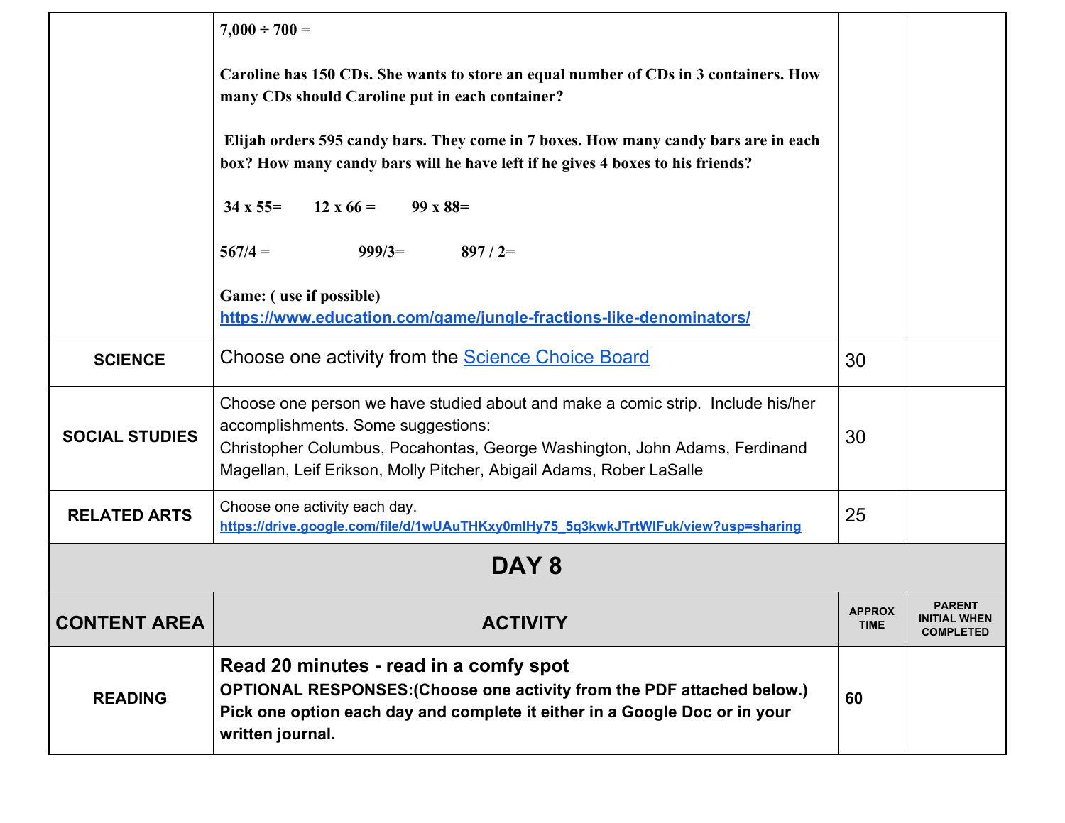| | | | |
|---|---|---|---|
| | **7,000 ÷ 700 =**<br><br>**Caroline has 150 CDs. She wants to store an equal number of CDs in 3 containers. How many CDs should Caroline put in each container?**<br><br>**Elijah orders 595 candy bars. They come in 7 boxes. How many candy bars are in each box? How many candy bars will he have left if he gives 4 boxes to his friends?**<br><br>**34 x 55=    12 x 66 =    99 x 88=**<br><br>**567/4 =    999/3=    897 / 2=**<br><br>**Game: ( use if possible)**<br>**https://www.education.com/game/jungle-fractions-like-denominators/** | | |
| **SCIENCE** | Choose one activity from the Science Choice Board | 30 | |
| **SOCIAL STUDIES** | Choose one person we have studied about and make a comic strip. Include his/her accomplishments. Some suggestions:<br>Christopher Columbus, Pocahontas, George Washington, John Adams, Ferdinand Magellan, Leif Erikson, Molly Pitcher, Abigail Adams, Rober LaSalle | 30 | |
| **RELATED ARTS** | Choose one activity each day.<br>**https://drive.google.com/file/d/1wUAuTHKxy0mlHy75_5q3kwkJTrtWlFuk/view?usp=sharing** | 25 | |

## DAY 8

| CONTENT AREA | ACTIVITY | APPROX TIME | PARENT INITIAL WHEN COMPLETED |
|---|---|---|---|
| **READING** | **Read 20 minutes - read in a comfy spot**<br>**OPTIONAL RESPONSES:(Choose one activity from the PDF attached below.) Pick one option each day and complete it either in a Google Doc or in your written journal.** | **60** | |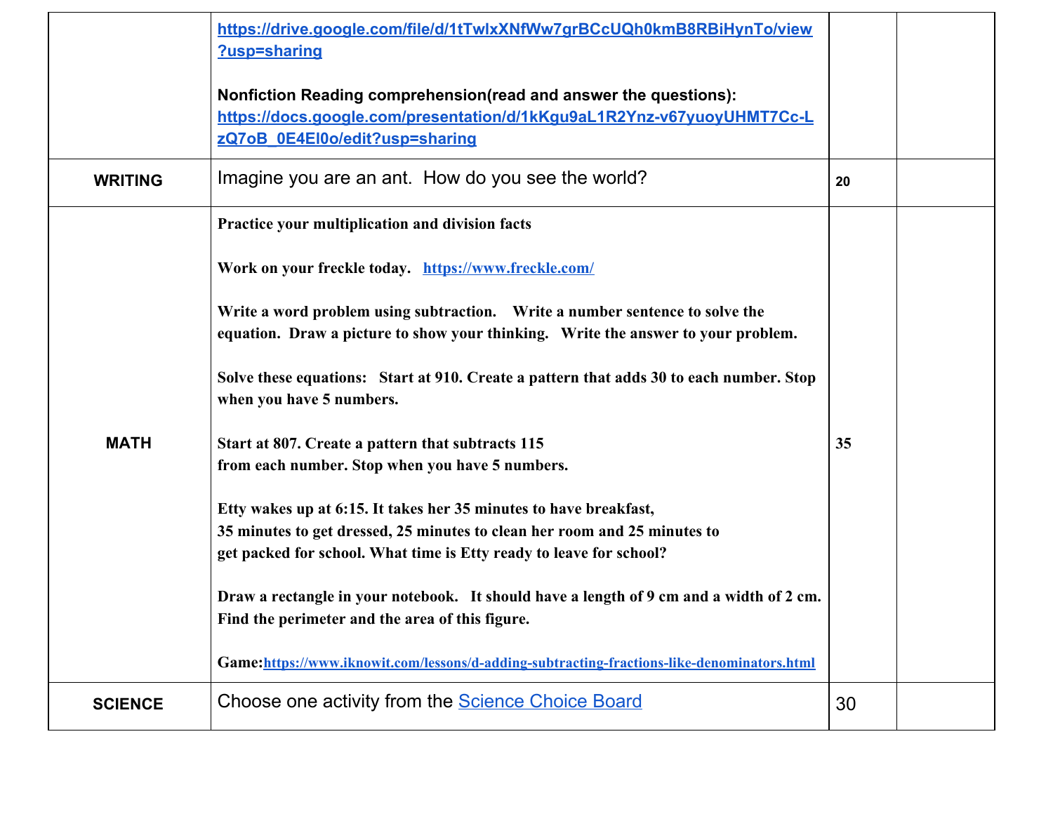| | | | |
|---|---|---|---|
| | https://drive.google.com/file/d/1tTwlxXNfWw7grBCcUQh0kmB8RBiHynTo/view?usp=sharing<br><br>**Nonfiction Reading comprehension(read and answer the questions):** https://docs.google.com/presentation/d/1kKgu9aL1R2Ynz-v67yuoyUHMT7Cc-LzQ7oB_0E4El0o/edit?usp=sharing | | |
| **WRITING** | Imagine you are an ant. How do you see the world? | **20** | |
| **MATH** | **Practice your multiplication and division facts**<br><br>**Work on your freckle today.** https://www.freckle.com/<br><br>**Write a word problem using subtraction. Write a number sentence to solve the equation. Draw a picture to show your thinking. Write the answer to your problem.**<br><br>**Solve these equations: Start at 910. Create a pattern that adds 30 to each number. Stop when you have 5 numbers.**<br><br>**Start at 807. Create a pattern that subtracts 115 from each number. Stop when you have 5 numbers.**<br><br>**Etty wakes up at 6:15. It takes her 35 minutes to have breakfast, 35 minutes to get dressed, 25 minutes to clean her room and 25 minutes to get packed for school. What time is Etty ready to leave for school?**<br><br>**Draw a rectangle in your notebook. It should have a length of 9 cm and a width of 2 cm. Find the perimeter and the area of this figure.**<br><br>**Game:** https://www.iknowit.com/lessons/d-adding-subtracting-fractions-like-denominators.html | **35** | |
| **SCIENCE** | Choose one activity from the Science Choice Board | 30 | |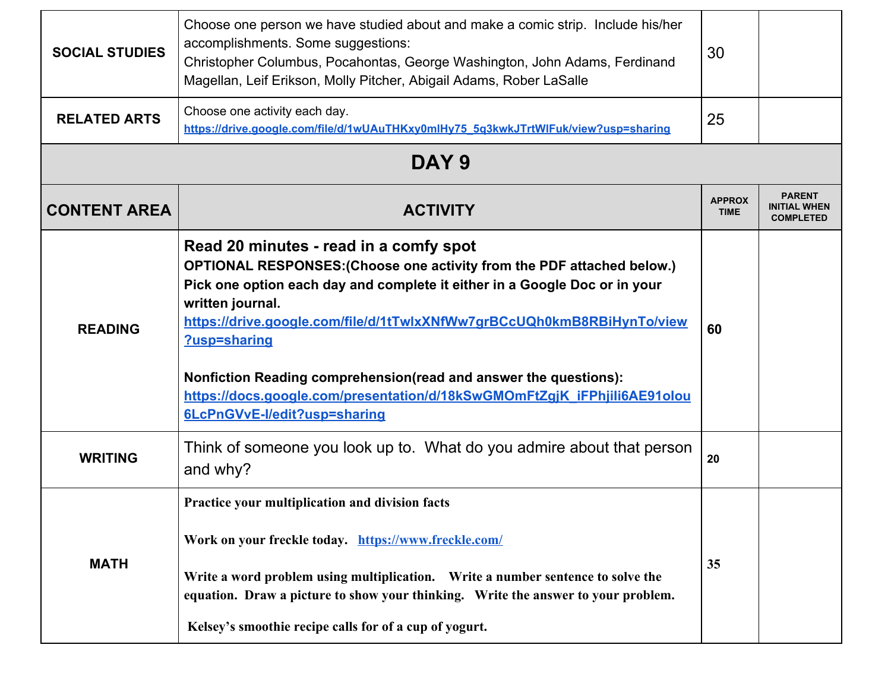| | | | |
|---|---|---|---|
| **SOCIAL STUDIES** | Choose one person we have studied about and make a comic strip. Include his/her accomplishments. Some suggestions:<br>Christopher Columbus, Pocahontas, George Washington, John Adams, Ferdinand Magellan, Leif Erikson, Molly Pitcher, Abigail Adams, Rober LaSalle | 30 | |
| **RELATED ARTS** | Choose one activity each day.<br>https://drive.google.com/file/d/1wUAuTHKxy0mlHy75_5q3kwkJTrtWlFuk/view?usp=sharing | 25 | |

## DAY 9

| CONTENT AREA | ACTIVITY | APPROX TIME | PARENT INITIAL WHEN COMPLETED |
|---|---|---|---|
| **READING** | **Read 20 minutes - read in a comfy spot**<br>**OPTIONAL RESPONSES:(Choose one activity from the PDF attached below.) Pick one option each day and complete it either in a Google Doc or in your written journal.**<br>**https://drive.google.com/file/d/1tTwlxXNfWw7grBCcUQh0kmB8RBiHynTo/view?usp=sharing**<br><br>**Nonfiction Reading comprehension(read and answer the questions):**<br>**https://docs.google.com/presentation/d/18kSwGMOmFtZgjK_iFPhjili6AE91olou6LcPnGVvE-I/edit?usp=sharing** | **60** | |
| **WRITING** | Think of someone you look up to. What do you admire about that person and why? | **20** | |
| **MATH** | **Practice your multiplication and division facts**<br><br>**Work on your freckle today.** **https://www.freckle.com/**<br><br>**Write a word problem using multiplication. Write a number sentence to solve the equation. Draw a picture to show your thinking. Write the answer to your problem.**<br><br>**Kelsey's smoothie recipe calls for of a cup of yogurt.** | **35** | |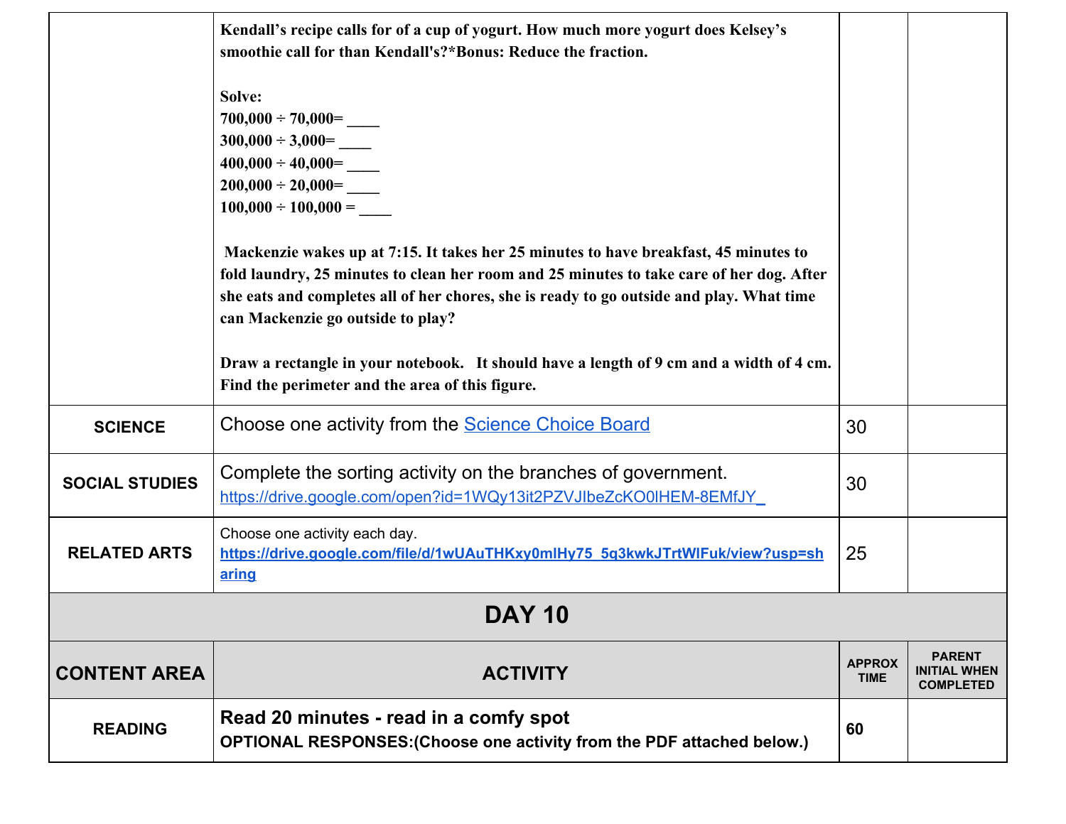| | | | |
|---|---|---|---|
| | **Kendall's recipe calls for of a cup of yogurt. How much more yogurt does Kelsey's smoothie call for than Kendall's?*Bonus: Reduce the fraction.**<br><br>**Solve:**<br>**700,000 ÷ 70,000= ____**<br>**300,000 ÷ 3,000= ____**<br>**400,000 ÷ 40,000= ____**<br>**200,000 ÷ 20,000= ____**<br>**100,000 ÷ 100,000 = ____**<br><br>**Mackenzie wakes up at 7:15. It takes her 25 minutes to have breakfast, 45 minutes to fold laundry, 25 minutes to clean her room and 25 minutes to take care of her dog. After she eats and completes all of her chores, she is ready to go outside and play. What time can Mackenzie go outside to play?**<br><br>**Draw a rectangle in your notebook. It should have a length of 9 cm and a width of 4 cm. Find the perimeter and the area of this figure.** | | |
| **SCIENCE** | Choose one activity from the [Science Choice Board](#) | 30 | |
| **SOCIAL STUDIES** | Complete the sorting activity on the branches of government.<br>https://drive.google.com/open?id=1WQy13it2PZVJlbeZcKO0lHEM-8EMfJY_ | 30 | |
| **RELATED ARTS** | Choose one activity each day.<br>**https://drive.google.com/file/d/1wUAuTHKxy0mlHy75_5q3kwkJTrtWlFuk/view?usp=sharing** | 25 | |

## DAY 10

| CONTENT AREA | ACTIVITY | APPROX TIME | PARENT INITIAL WHEN COMPLETED |
|---|---|---|---|
| **READING** | **Read 20 minutes - read in a comfy spot**<br>**OPTIONAL RESPONSES:(Choose one activity from the PDF attached below.)** | **60** | |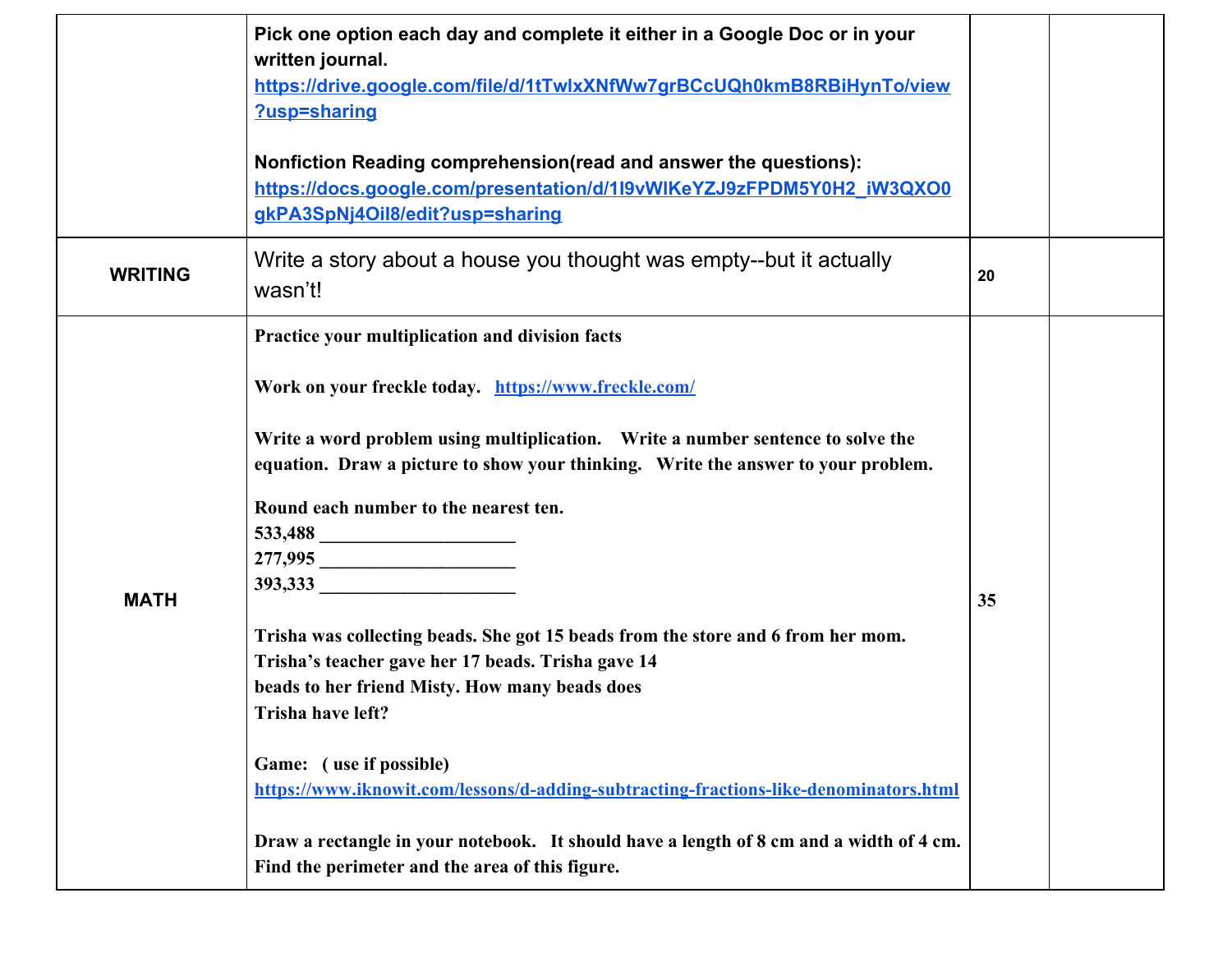| | | | |
|---|---|---|---|
| | **Pick one option each day and complete it either in a Google Doc or in your written journal.** **https://drive.google.com/file/d/1tTwlxXNfWw7grBCcUQh0kmB8RBiHynTo/view?usp=sharing**<br><br>**Nonfiction Reading comprehension(read and answer the questions):** **https://docs.google.com/presentation/d/1I9vWIKeYZJ9zFPDM5Y0H2_iW3QXO0gkPA3SpNj4Oil8/edit?usp=sharing** | | |
| **WRITING** | Write a story about a house you thought was empty--but it actually wasn't! | **20** | |
| **MATH** | **Practice your multiplication and division facts**<br><br>**Work on your freckle today. https://www.freckle.com/**<br><br>**Write a word problem using multiplication. Write a number sentence to solve the equation. Draw a picture to show your thinking. Write the answer to your problem.**<br><br>**Round each number to the nearest ten.**<br>**533,488 ____________________**<br>**277,995 ____________________**<br>**393,333 ____________________**<br><br>**Trisha was collecting beads. She got 15 beads from the store and 6 from her mom. Trisha's teacher gave her 17 beads. Trisha gave 14 beads to her friend Misty. How many beads does Trisha have left?**<br><br>**Game: ( use if possible)** **https://www.iknowit.com/lessons/d-adding-subtracting-fractions-like-denominators.html**<br><br>**Draw a rectangle in your notebook. It should have a length of 8 cm and a width of 4 cm. Find the perimeter and the area of this figure.** | **35** | |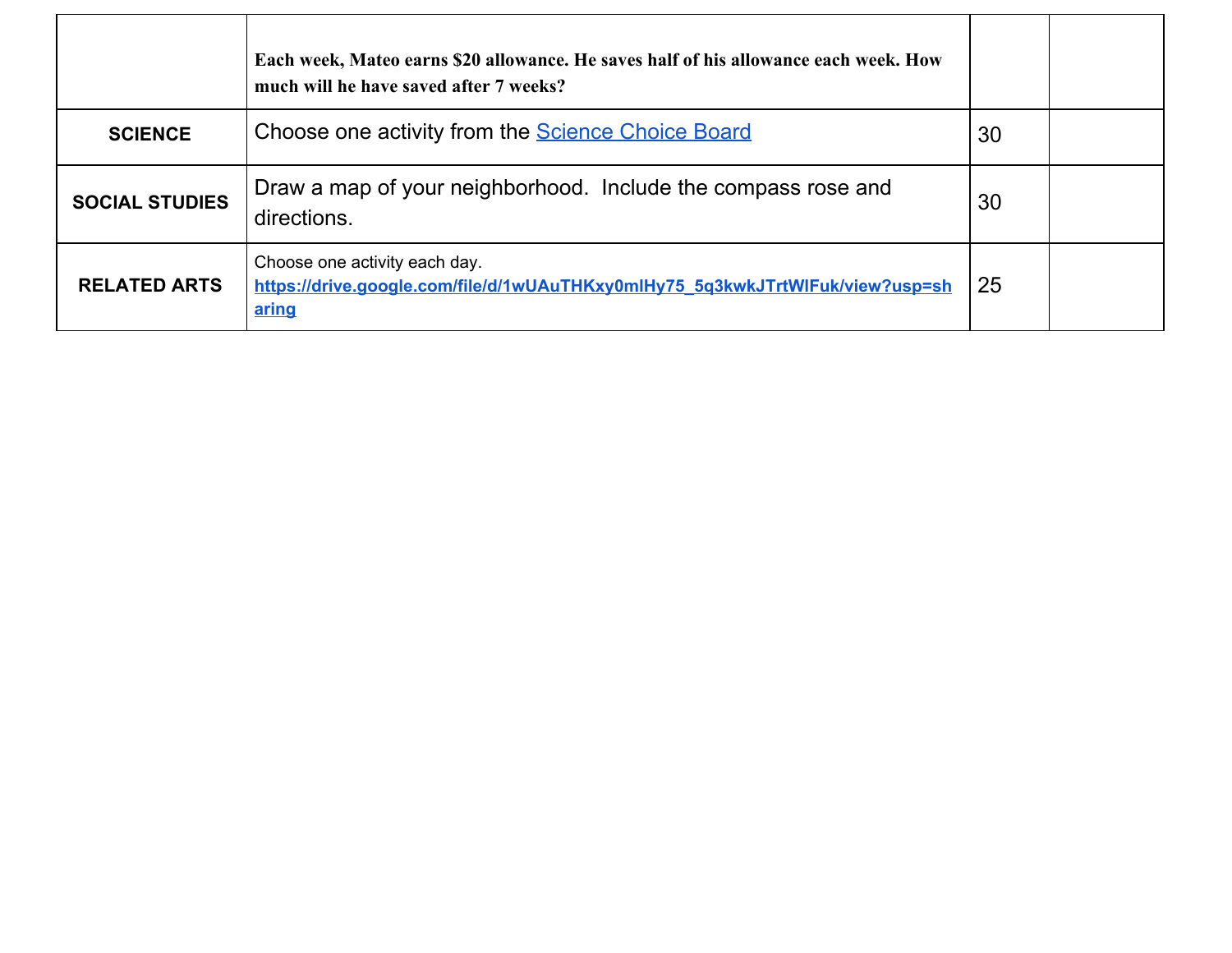| | | | |
|---|---|---|---|
| | **Each week, Mateo earns $20 allowance. He saves half of his allowance each week. How much will he have saved after 7 weeks?** | | |
| **SCIENCE** | Choose one activity from the Science Choice Board | 30 | |
| **SOCIAL STUDIES** | Draw a map of your neighborhood. Include the compass rose and directions. | 30 | |
| **RELATED ARTS** | Choose one activity each day. **https://drive.google.com/file/d/1wUAuTHKxy0mlHy75_5q3kwkJTrtWlFuk/view?usp=sharing** | 25 | |